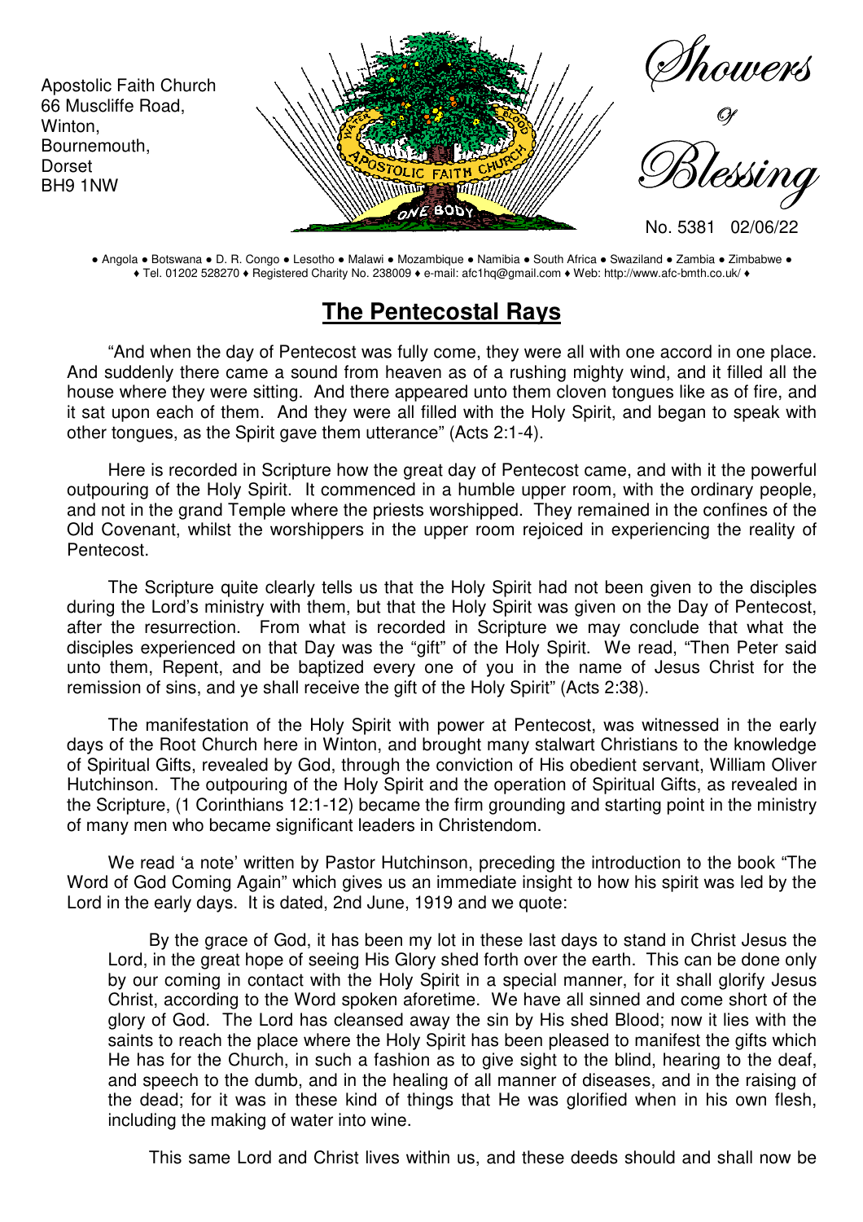Apostolic Faith Church
66 Muscliffe Road,
Winton,
Bournemouth,
Dorset
BH9 1NW

# Showers Of Blessing

No. 5381 02/06/22

● Angola ● Botswana ● D. R. Congo ● Lesotho ● Malawi ● Mozambique ● Namibia ● South Africa ● Swaziland ● Zambia ● Zimbabwe ●
♦ Tel. 01202 528270 ♦ Registered Charity No. 238009 ♦ e-mail: afc1hq@gmail.com ♦ Web: http://www.afc-bmth.co.uk/ ♦

## The Pentecostal Rays

"And when the day of Pentecost was fully come, they were all with one accord in one place. And suddenly there came a sound from heaven as of a rushing mighty wind, and it filled all the house where they were sitting. And there appeared unto them cloven tongues like as of fire, and it sat upon each of them. And they were all filled with the Holy Spirit, and began to speak with other tongues, as the Spirit gave them utterance" (Acts 2:1-4).

Here is recorded in Scripture how the great day of Pentecost came, and with it the powerful outpouring of the Holy Spirit. It commenced in a humble upper room, with the ordinary people, and not in the grand Temple where the priests worshipped. They remained in the confines of the Old Covenant, whilst the worshippers in the upper room rejoiced in experiencing the reality of Pentecost.

The Scripture quite clearly tells us that the Holy Spirit had not been given to the disciples during the Lord's ministry with them, but that the Holy Spirit was given on the Day of Pentecost, after the resurrection. From what is recorded in Scripture we may conclude that what the disciples experienced on that Day was the "gift" of the Holy Spirit. We read, "Then Peter said unto them, Repent, and be baptized every one of you in the name of Jesus Christ for the remission of sins, and ye shall receive the gift of the Holy Spirit" (Acts 2:38).

The manifestation of the Holy Spirit with power at Pentecost, was witnessed in the early days of the Root Church here in Winton, and brought many stalwart Christians to the knowledge of Spiritual Gifts, revealed by God, through the conviction of His obedient servant, William Oliver Hutchinson. The outpouring of the Holy Spirit and the operation of Spiritual Gifts, as revealed in the Scripture, (1 Corinthians 12:1-12) became the firm grounding and starting point in the ministry of many men who became significant leaders in Christendom.

We read 'a note' written by Pastor Hutchinson, preceding the introduction to the book "The Word of God Coming Again" which gives us an immediate insight to how his spirit was led by the Lord in the early days. It is dated, 2nd June, 1919 and we quote:

> By the grace of God, it has been my lot in these last days to stand in Christ Jesus the Lord, in the great hope of seeing His Glory shed forth over the earth. This can be done only by our coming in contact with the Holy Spirit in a special manner, for it shall glorify Jesus Christ, according to the Word spoken aforetime. We have all sinned and come short of the glory of God. The Lord has cleansed away the sin by His shed Blood; now it lies with the saints to reach the place where the Holy Spirit has been pleased to manifest the gifts which He has for the Church, in such a fashion as to give sight to the blind, hearing to the deaf, and speech to the dumb, and in the healing of all manner of diseases, and in the raising of the dead; for it was in these kind of things that He was glorified when in his own flesh, including the making of water into wine.
>
> This same Lord and Christ lives within us, and these deeds should and shall now be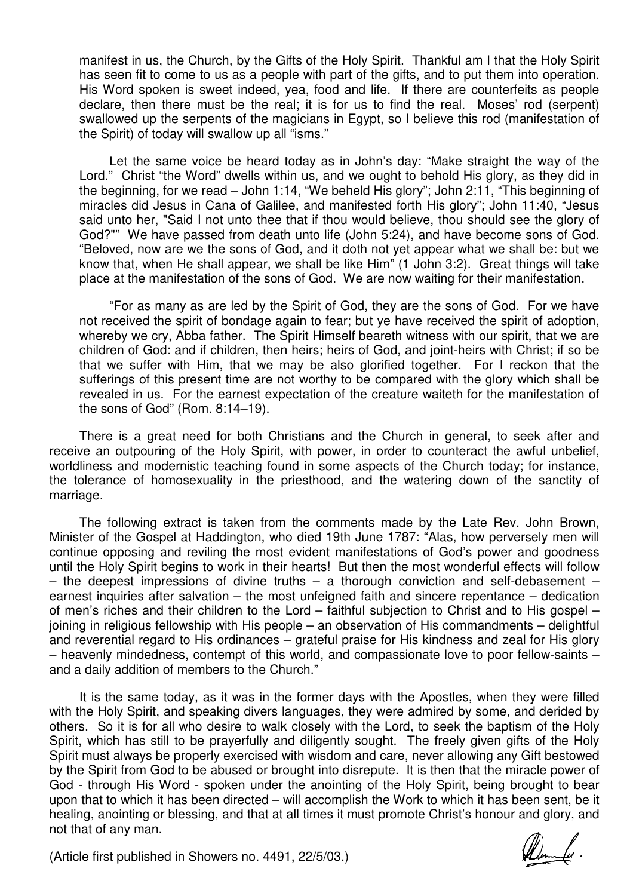manifest in us, the Church, by the Gifts of the Holy Spirit. Thankful am I that the Holy Spirit has seen fit to come to us as a people with part of the gifts, and to put them into operation. His Word spoken is sweet indeed, yea, food and life. If there are counterfeits as people declare, then there must be the real; it is for us to find the real. Moses' rod (serpent) swallowed up the serpents of the magicians in Egypt, so I believe this rod (manifestation of the Spirit) of today will swallow up all "isms."

Let the same voice be heard today as in John's day: "Make straight the way of the Lord." Christ "the Word" dwells within us, and we ought to behold His glory, as they did in the beginning, for we read – John 1:14, "We beheld His glory"; John 2:11, "This beginning of miracles did Jesus in Cana of Galilee, and manifested forth His glory"; John 11:40, "Jesus said unto her, "Said I not unto thee that if thou would believe, thou should see the glory of God?"" We have passed from death unto life (John 5:24), and have become sons of God. "Beloved, now are we the sons of God, and it doth not yet appear what we shall be: but we know that, when He shall appear, we shall be like Him" (1 John 3:2). Great things will take place at the manifestation of the sons of God. We are now waiting for their manifestation.

"For as many as are led by the Spirit of God, they are the sons of God. For we have not received the spirit of bondage again to fear; but ye have received the spirit of adoption, whereby we cry, Abba father. The Spirit Himself beareth witness with our spirit, that we are children of God: and if children, then heirs; heirs of God, and joint-heirs with Christ; if so be that we suffer with Him, that we may be also glorified together. For I reckon that the sufferings of this present time are not worthy to be compared with the glory which shall be revealed in us. For the earnest expectation of the creature waiteth for the manifestation of the sons of God" (Rom. 8:14–19).

There is a great need for both Christians and the Church in general, to seek after and receive an outpouring of the Holy Spirit, with power, in order to counteract the awful unbelief, worldliness and modernistic teaching found in some aspects of the Church today; for instance, the tolerance of homosexuality in the priesthood, and the watering down of the sanctity of marriage.

The following extract is taken from the comments made by the Late Rev. John Brown, Minister of the Gospel at Haddington, who died 19th June 1787: "Alas, how perversely men will continue opposing and reviling the most evident manifestations of God's power and goodness until the Holy Spirit begins to work in their hearts! But then the most wonderful effects will follow – the deepest impressions of divine truths – a thorough conviction and self-debasement – earnest inquiries after salvation – the most unfeigned faith and sincere repentance – dedication of men's riches and their children to the Lord – faithful subjection to Christ and to His gospel – joining in religious fellowship with His people – an observation of His commandments – delightful and reverential regard to His ordinances – grateful praise for His kindness and zeal for His glory – heavenly mindedness, contempt of this world, and compassionate love to poor fellow-saints – and a daily addition of members to the Church."

It is the same today, as it was in the former days with the Apostles, when they were filled with the Holy Spirit, and speaking divers languages, they were admired by some, and derided by others. So it is for all who desire to walk closely with the Lord, to seek the baptism of the Holy Spirit, which has still to be prayerfully and diligently sought. The freely given gifts of the Holy Spirit must always be properly exercised with wisdom and care, never allowing any Gift bestowed by the Spirit from God to be abused or brought into disrepute. It is then that the miracle power of God - through His Word - spoken under the anointing of the Holy Spirit, being brought to bear upon that to which it has been directed – will accomplish the Work to which it has been sent, be it healing, anointing or blessing, and that at all times it must promote Christ's honour and glory, and not that of any man.

(Article first published in Showers no. 4491, 22/5/03.)